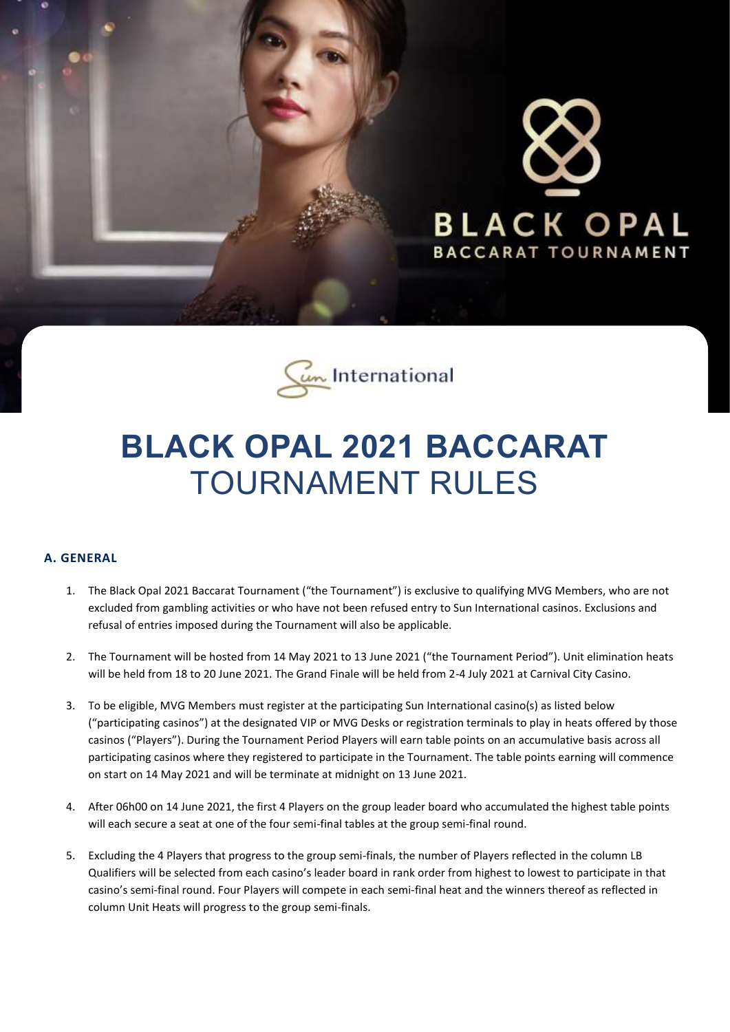BLACK OPAL
BACCARAT TOURNAMENT

Sun International

# BLACK OPAL 2021 BACCARAT TOURNAMENT RULES

## A. GENERAL

1. The Black Opal 2021 Baccarat Tournament ("the Tournament") is exclusive to qualifying MVG Members, who are not excluded from gambling activities or who have not been refused entry to Sun International casinos. Exclusions and refusal of entries imposed during the Tournament will also be applicable.

2. The Tournament will be hosted from 14 May 2021 to 13 June 2021 ("the Tournament Period"). Unit elimination heats will be held from 18 to 20 June 2021. The Grand Finale will be held from 2-4 July 2021 at Carnival City Casino.

3. To be eligible, MVG Members must register at the participating Sun International casino(s) as listed below ("participating casinos") at the designated VIP or MVG Desks or registration terminals to play in heats offered by those casinos ("Players"). During the Tournament Period Players will earn table points on an accumulative basis across all participating casinos where they registered to participate in the Tournament. The table points earning will commence on start on 14 May 2021 and will be terminate at midnight on 13 June 2021.

4. After 06h00 on 14 June 2021, the first 4 Players on the group leader board who accumulated the highest table points will each secure a seat at one of the four semi-final tables at the group semi-final round.

5. Excluding the 4 Players that progress to the group semi-finals, the number of Players reflected in the column LB Qualifiers will be selected from each casino's leader board in rank order from highest to lowest to participate in that casino's semi-final round. Four Players will compete in each semi-final heat and the winners thereof as reflected in column Unit Heats will progress to the group semi-finals.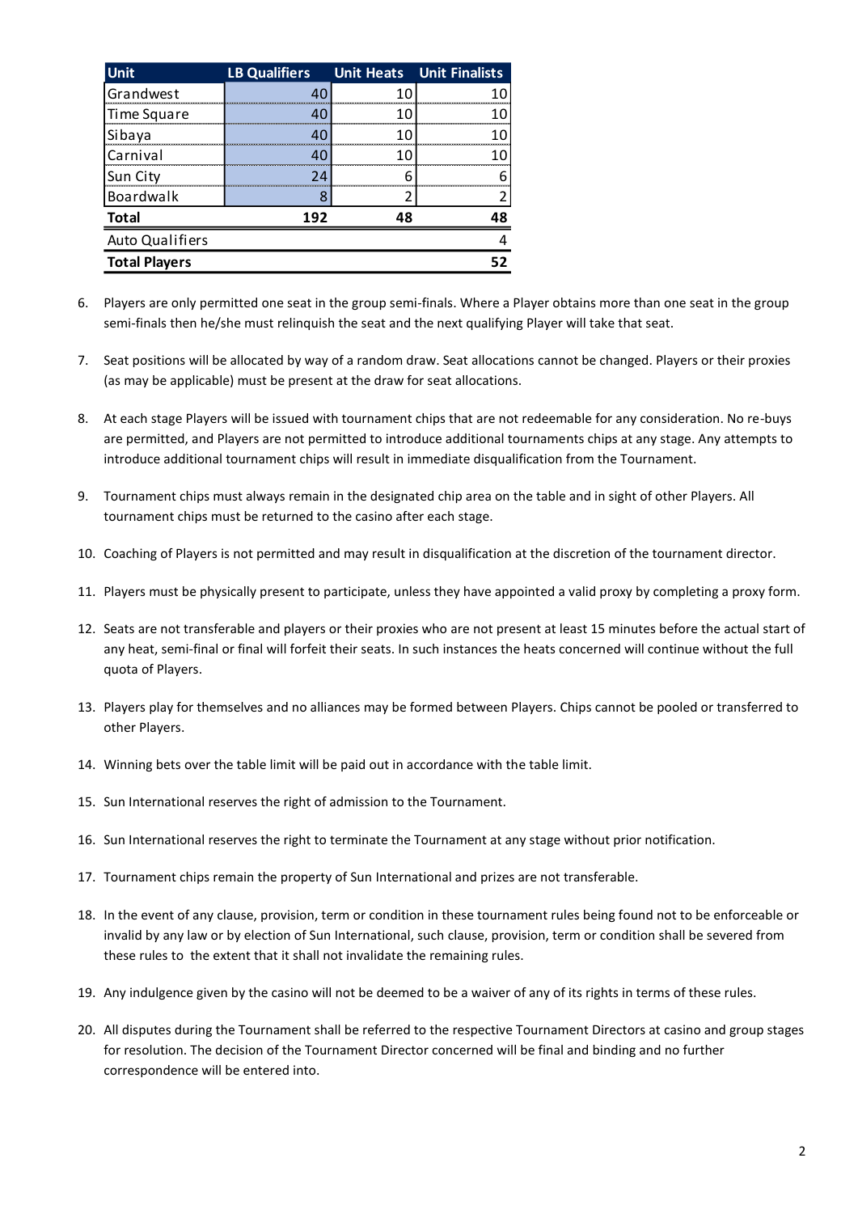| Unit | LB Qualifiers | Unit Heats | Unit Finalists |
|---|---|---|---|
| Grandwest | 40 | 10 | 10 |
| Time Square | 40 | 10 | 10 |
| Sibaya | 40 | 10 | 10 |
| Carnival | 40 | 10 | 10 |
| Sun City | 24 | 6 | 6 |
| Boardwalk | 8 | 2 | 2 |
| **Total** | **192** | **48** | **48** |
| Auto Qualifiers | | | 4 |
| **Total Players** | | | **52** |

6. Players are only permitted one seat in the group semi-finals. Where a Player obtains more than one seat in the group semi-finals then he/she must relinquish the seat and the next qualifying Player will take that seat.

7. Seat positions will be allocated by way of a random draw. Seat allocations cannot be changed. Players or their proxies (as may be applicable) must be present at the draw for seat allocations.

8. At each stage Players will be issued with tournament chips that are not redeemable for any consideration. No re-buys are permitted, and Players are not permitted to introduce additional tournaments chips at any stage. Any attempts to introduce additional tournament chips will result in immediate disqualification from the Tournament.

9. Tournament chips must always remain in the designated chip area on the table and in sight of other Players. All tournament chips must be returned to the casino after each stage.

10. Coaching of Players is not permitted and may result in disqualification at the discretion of the tournament director.

11. Players must be physically present to participate, unless they have appointed a valid proxy by completing a proxy form.

12. Seats are not transferable and players or their proxies who are not present at least 15 minutes before the actual start of any heat, semi-final or final will forfeit their seats. In such instances the heats concerned will continue without the full quota of Players.

13. Players play for themselves and no alliances may be formed between Players. Chips cannot be pooled or transferred to other Players.

14. Winning bets over the table limit will be paid out in accordance with the table limit.

15. Sun International reserves the right of admission to the Tournament.

16. Sun International reserves the right to terminate the Tournament at any stage without prior notification.

17. Tournament chips remain the property of Sun International and prizes are not transferable.

18. In the event of any clause, provision, term or condition in these tournament rules being found not to be enforceable or invalid by any law or by election of Sun International, such clause, provision, term or condition shall be severed from these rules to the extent that it shall not invalidate the remaining rules.

19. Any indulgence given by the casino will not be deemed to be a waiver of any of its rights in terms of these rules.

20. All disputes during the Tournament shall be referred to the respective Tournament Directors at casino and group stages for resolution. The decision of the Tournament Director concerned will be final and binding and no further correspondence will be entered into.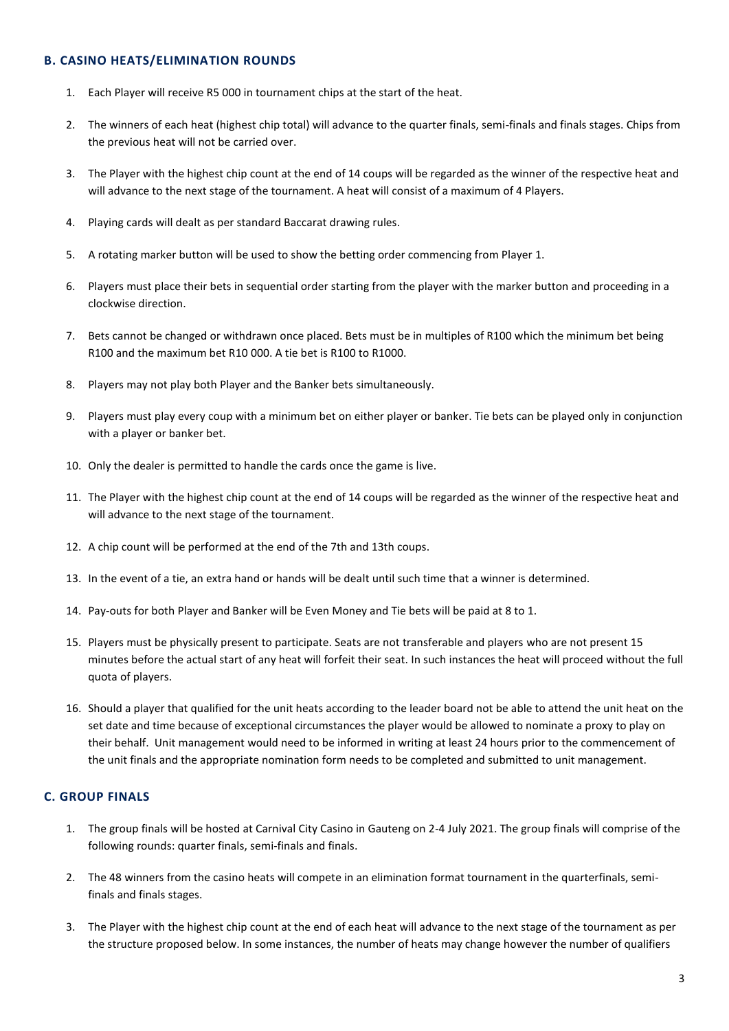### B. CASINO HEATS/ELIMINATION ROUNDS

1. Each Player will receive R5 000 in tournament chips at the start of the heat.
2. The winners of each heat (highest chip total) will advance to the quarter finals, semi-finals and finals stages. Chips from the previous heat will not be carried over.
3. The Player with the highest chip count at the end of 14 coups will be regarded as the winner of the respective heat and will advance to the next stage of the tournament. A heat will consist of a maximum of 4 Players.
4. Playing cards will dealt as per standard Baccarat drawing rules.
5. A rotating marker button will be used to show the betting order commencing from Player 1.
6. Players must place their bets in sequential order starting from the player with the marker button and proceeding in a clockwise direction.
7. Bets cannot be changed or withdrawn once placed. Bets must be in multiples of R100 which the minimum bet being R100 and the maximum bet R10 000. A tie bet is R100 to R1000.
8. Players may not play both Player and the Banker bets simultaneously.
9. Players must play every coup with a minimum bet on either player or banker. Tie bets can be played only in conjunction with a player or banker bet.
10. Only the dealer is permitted to handle the cards once the game is live.
11. The Player with the highest chip count at the end of 14 coups will be regarded as the winner of the respective heat and will advance to the next stage of the tournament.
12. A chip count will be performed at the end of the 7th and 13th coups.
13. In the event of a tie, an extra hand or hands will be dealt until such time that a winner is determined.
14. Pay-outs for both Player and Banker will be Even Money and Tie bets will be paid at 8 to 1.
15. Players must be physically present to participate. Seats are not transferable and players who are not present 15 minutes before the actual start of any heat will forfeit their seat. In such instances the heat will proceed without the full quota of players.
16. Should a player that qualified for the unit heats according to the leader board not be able to attend the unit heat on the set date and time because of exceptional circumstances the player would be allowed to nominate a proxy to play on their behalf. Unit management would need to be informed in writing at least 24 hours prior to the commencement of the unit finals and the appropriate nomination form needs to be completed and submitted to unit management.

### C. GROUP FINALS

1. The group finals will be hosted at Carnival City Casino in Gauteng on 2-4 July 2021. The group finals will comprise of the following rounds: quarter finals, semi-finals and finals.
2. The 48 winners from the casino heats will compete in an elimination format tournament in the quarterfinals, semi-finals and finals stages.
3. The Player with the highest chip count at the end of each heat will advance to the next stage of the tournament as per the structure proposed below. In some instances, the number of heats may change however the number of qualifiers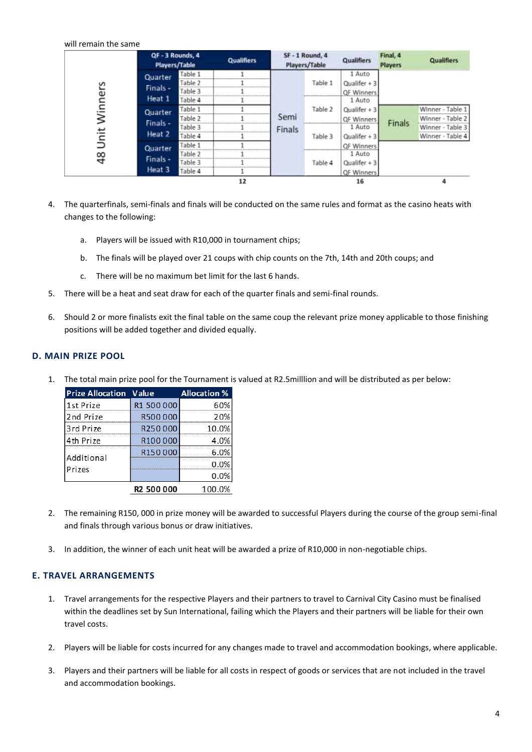will remain the same

| | QF - 3 Rounds, 4 Players/Table | | Qualifiers | SF - 1 Round, 4 Players/Table | | Qualifiers | Final, 4 Players | Qualifiers |
|---|---|---|---|---|---|---|---|---|
| 48 Unit Winners | Quarter Finals - Heat 1 | Table 1 | 1 | Semi Finals | Table 1 | 1 Auto Qualifer + 3 QF Winners | Finals | |
| | | Table 2 | 1 | | | | | |
| | | Table 3 | 1 | | | | | |
| | | Table 4 | 1 | | | | | |
| | Quarter Finals - Heat 2 | Table 1 | 1 | | Table 2 | 1 Auto Qualifer + 3 QF Winners | | Winner - Table 1 |
| | | Table 2 | 1 | | | | | Winner - Table 2 |
| | | Table 3 | 1 | | Table 3 | 1 Auto Qualifer + 3 QF Winners | | Winner - Table 3 |
| | | Table 4 | 1 | | | | | Winner - Table 4 |
| | Quarter Finals - Heat 3 | Table 1 | 1 | | Table 4 | 1 Auto Qualifer + 3 QF Winners | | |
| | | Table 2 | 1 | | | | | |
| | | Table 3 | 1 | | | | | |
| | | Table 4 | 1 | | | | | |
| | | | 12 | | | 16 | | 4 |

4. The quarterfinals, semi-finals and finals will be conducted on the same rules and format as the casino heats with changes to the following:

    a. Players will be issued with R10,000 in tournament chips;

    b. The finals will be played over 21 coups with chip counts on the 7th, 14th and 20th coups; and

    c. There will be no maximum bet limit for the last 6 hands.

5. There will be a heat and seat draw for each of the quarter finals and semi-final rounds.

6. Should 2 or more finalists exit the final table on the same coup the relevant prize money applicable to those finishing positions will be added together and divided equally.

## D. MAIN PRIZE POOL

1. The total main prize pool for the Tournament is valued at R2.5milllion and will be distributed as per below:

| Prize Allocation | Value | Allocation % |
|---|---|---|
| 1st Prize | R1 500 000 | 60% |
| 2nd Prize | R500 000 | 20% |
| 3rd Prize | R250 000 | 10.0% |
| 4th Prize | R100 000 | 4.0% |
| Additional Prizes | R150 000 | 6.0% |
| | | 0.0% |
| | | 0.0% |
| | R2 500 000 | 100.0% |

2. The remaining R150, 000 in prize money will be awarded to successful Players during the course of the group semi-final and finals through various bonus or draw initiatives.

3. In addition, the winner of each unit heat will be awarded a prize of R10,000 in non-negotiable chips.

## E. TRAVEL ARRANGEMENTS

1. Travel arrangements for the respective Players and their partners to travel to Carnival City Casino must be finalised within the deadlines set by Sun International, failing which the Players and their partners will be liable for their own travel costs.

2. Players will be liable for costs incurred for any changes made to travel and accommodation bookings, where applicable.

3. Players and their partners will be liable for all costs in respect of goods or services that are not included in the travel and accommodation bookings.